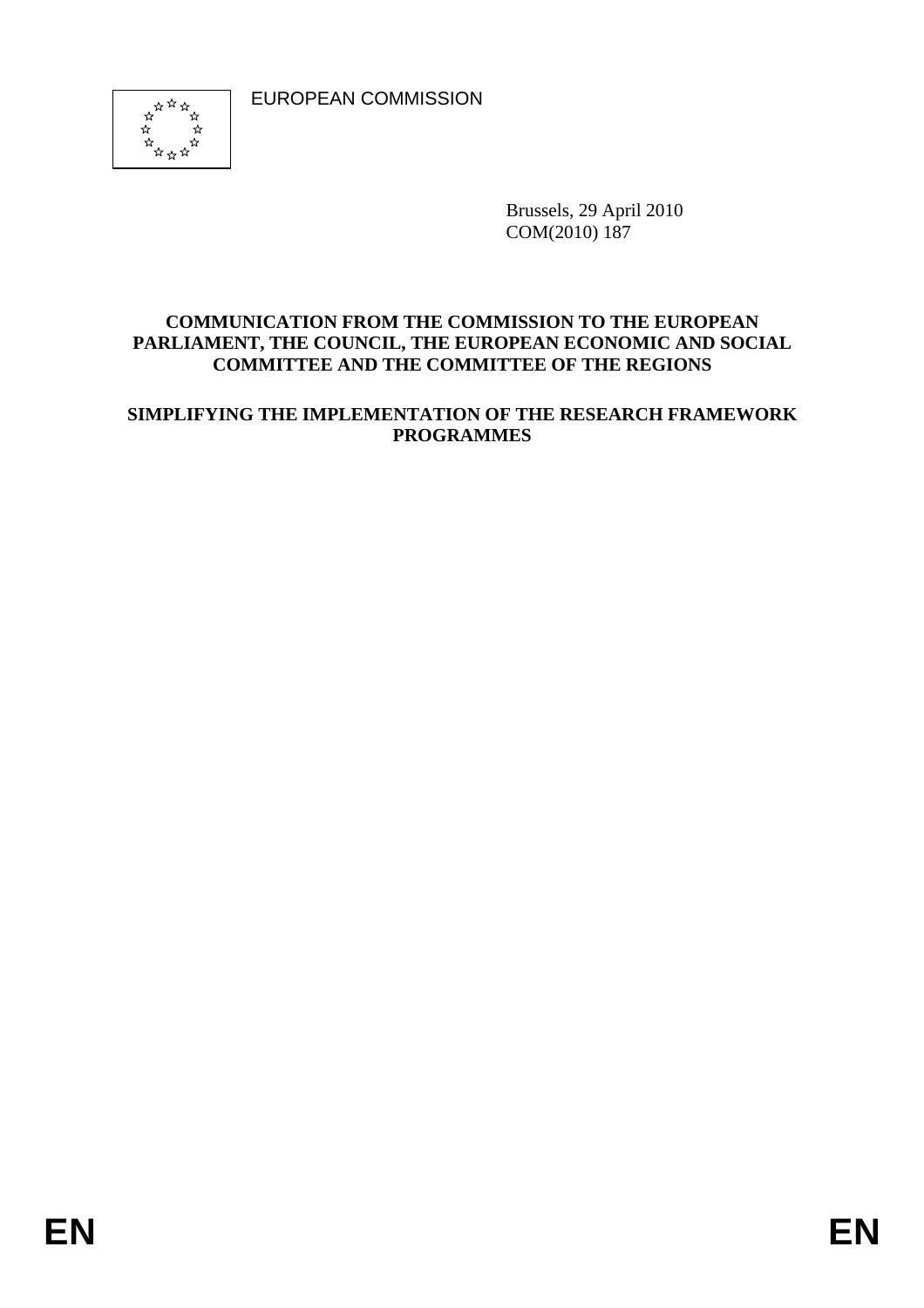EUROPEAN COMMISSION

Brussels, 29 April 2010
COM(2010) 187

**COMMUNICATION FROM THE COMMISSION TO THE EUROPEAN PARLIAMENT, THE COUNCIL, THE EUROPEAN ECONOMIC AND SOCIAL COMMITTEE AND THE COMMITTEE OF THE REGIONS**

**SIMPLIFYING THE IMPLEMENTATION OF THE RESEARCH FRAMEWORK PROGRAMMES**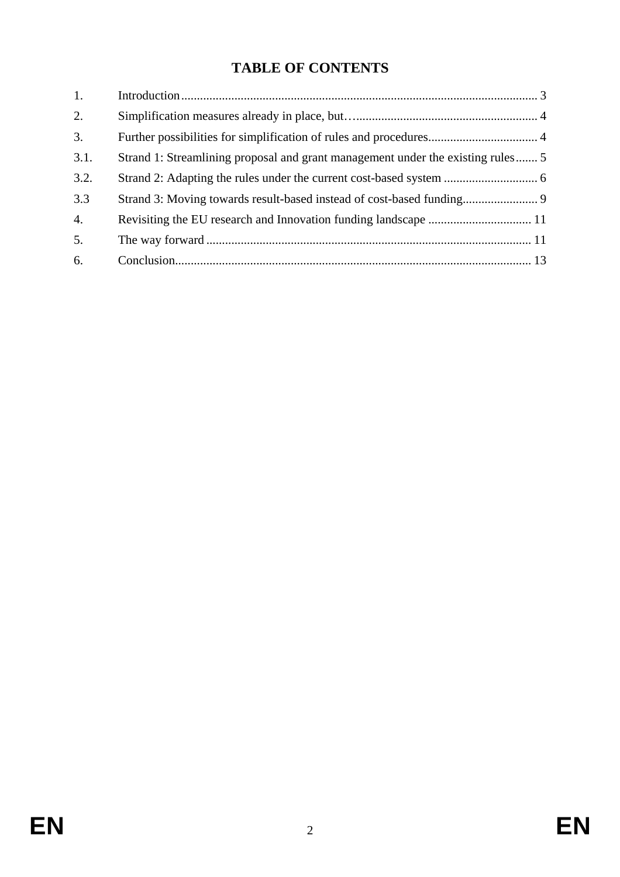# TABLE OF CONTENTS

1. Introduction ........................................................................................................ 3
2. Simplification measures already in place, but… ...................................................... 4
3. Further possibilities for simplification of rules and procedures .................................. 4

3.1. Strand 1: Streamlining proposal and grant management under the existing rules ....... 5

3.2. Strand 2: Adapting the rules under the current cost-based system ............................ 6

3.3 Strand 3: Moving towards result-based instead of cost-based funding ........................ 9

4. Revisiting the EU research and Innovation funding landscape ................................. 11
5. The way forward ................................................................................................. 11
6. Conclusion ......................................................................................................... 13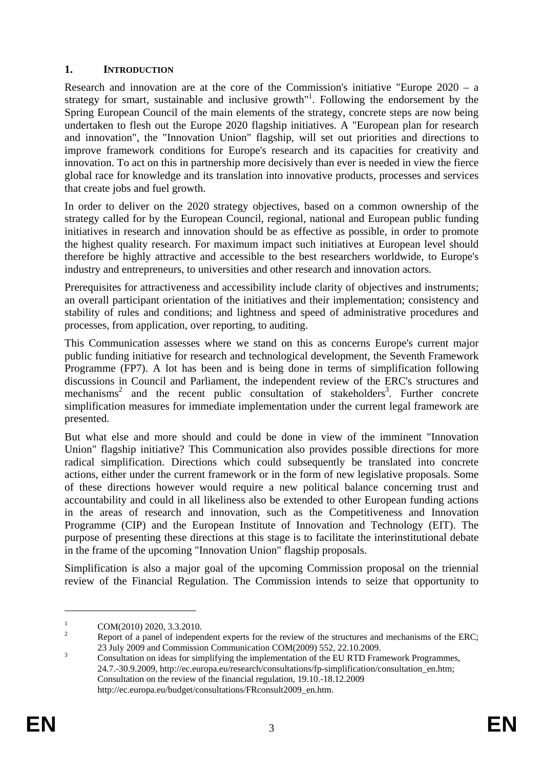## 1. INTRODUCTION

Research and innovation are at the core of the Commission's initiative "Europe 2020 – a strategy for smart, sustainable and inclusive growth"[1]. Following the endorsement by the Spring European Council of the main elements of the strategy, concrete steps are now being undertaken to flesh out the Europe 2020 flagship initiatives. A "European plan for research and innovation", the "Innovation Union" flagship, will set out priorities and directions to improve framework conditions for Europe's research and its capacities for creativity and innovation. To act on this in partnership more decisively than ever is needed in view the fierce global race for knowledge and its translation into innovative products, processes and services that create jobs and fuel growth.

In order to deliver on the 2020 strategy objectives, based on a common ownership of the strategy called for by the European Council, regional, national and European public funding initiatives in research and innovation should be as effective as possible, in order to promote the highest quality research. For maximum impact such initiatives at European level should therefore be highly attractive and accessible to the best researchers worldwide, to Europe's industry and entrepreneurs, to universities and other research and innovation actors.

Prerequisites for attractiveness and accessibility include clarity of objectives and instruments; an overall participant orientation of the initiatives and their implementation; consistency and stability of rules and conditions; and lightness and speed of administrative procedures and processes, from application, over reporting, to auditing.

This Communication assesses where we stand on this as concerns Europe's current major public funding initiative for research and technological development, the Seventh Framework Programme (FP7). A lot has been and is being done in terms of simplification following discussions in Council and Parliament, the independent review of the ERC's structures and mechanisms[2] and the recent public consultation of stakeholders[3]. Further concrete simplification measures for immediate implementation under the current legal framework are presented.

But what else and more should and could be done in view of the imminent "Innovation Union" flagship initiative? This Communication also provides possible directions for more radical simplification. Directions which could subsequently be translated into concrete actions, either under the current framework or in the form of new legislative proposals. Some of these directions however would require a new political balance concerning trust and accountability and could in all likeliness also be extended to other European funding actions in the areas of research and innovation, such as the Competitiveness and Innovation Programme (CIP) and the European Institute of Innovation and Technology (EIT). The purpose of presenting these directions at this stage is to facilitate the interinstitutional debate in the frame of the upcoming "Innovation Union" flagship proposals.

Simplification is also a major goal of the upcoming Commission proposal on the triennial review of the Financial Regulation. The Commission intends to seize that opportunity to

---

[1] COM(2010) 2020, 3.3.2010.

[2] Report of a panel of independent experts for the review of the structures and mechanisms of the ERC; 23 July 2009 and Commission Communication COM(2009) 552, 22.10.2009.

[3] Consultation on ideas for simplifying the implementation of the EU RTD Framework Programmes, 24.7.-30.9.2009, http://ec.europa.eu/research/consultations/fp-simplification/consultation_en.htm; Consultation on the review of the financial regulation, 19.10.-18.12.2009 http://ec.europa.eu/budget/consultations/FRconsult2009_en.htm.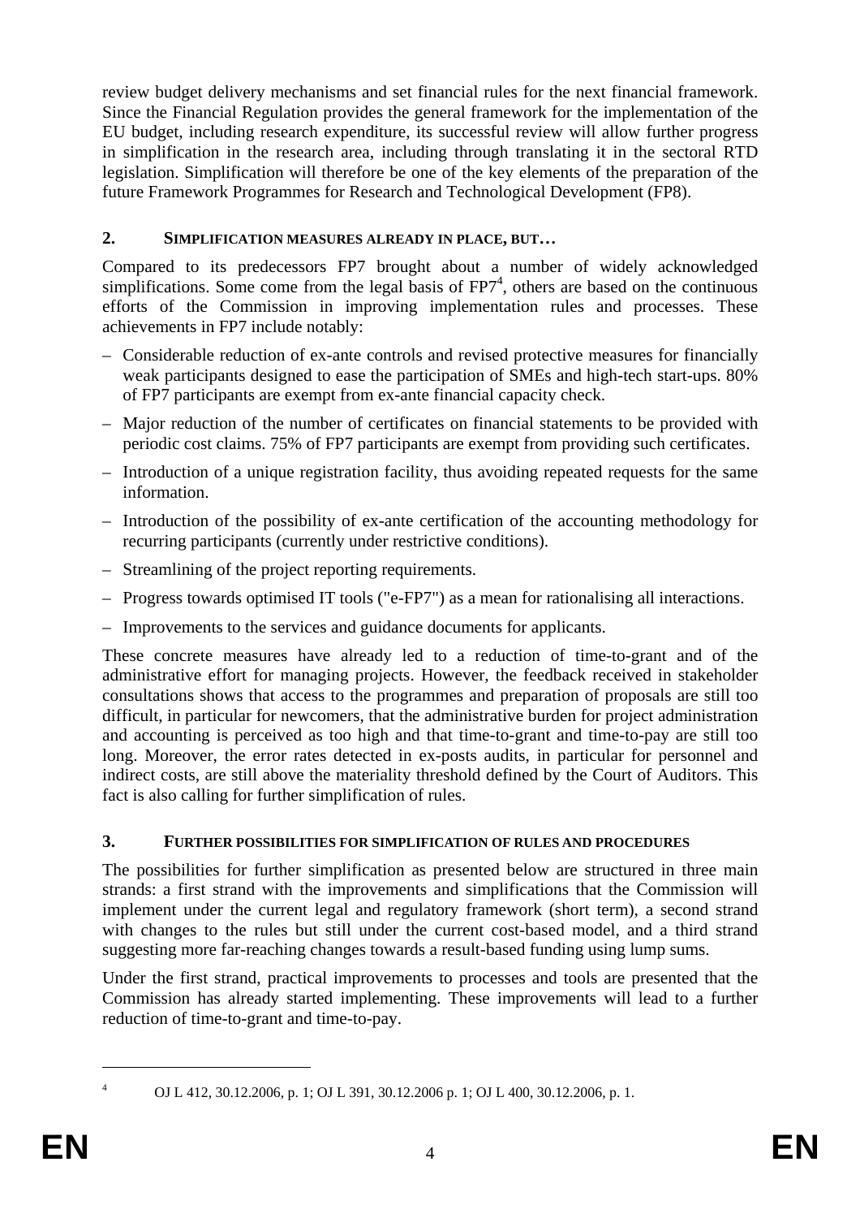review budget delivery mechanisms and set financial rules for the next financial framework. Since the Financial Regulation provides the general framework for the implementation of the EU budget, including research expenditure, its successful review will allow further progress in simplification in the research area, including through translating it in the sectoral RTD legislation. Simplification will therefore be one of the key elements of the preparation of the future Framework Programmes for Research and Technological Development (FP8).

## 2. SIMPLIFICATION MEASURES ALREADY IN PLACE, BUT…

Compared to its predecessors FP7 brought about a number of widely acknowledged simplifications. Some come from the legal basis of FP7[4], others are based on the continuous efforts of the Commission in improving implementation rules and processes. These achievements in FP7 include notably:

– Considerable reduction of ex-ante controls and revised protective measures for financially weak participants designed to ease the participation of SMEs and high-tech start-ups. 80% of FP7 participants are exempt from ex-ante financial capacity check.

– Major reduction of the number of certificates on financial statements to be provided with periodic cost claims. 75% of FP7 participants are exempt from providing such certificates.

– Introduction of a unique registration facility, thus avoiding repeated requests for the same information.

– Introduction of the possibility of ex-ante certification of the accounting methodology for recurring participants (currently under restrictive conditions).

– Streamlining of the project reporting requirements.

– Progress towards optimised IT tools ("e-FP7") as a mean for rationalising all interactions.

– Improvements to the services and guidance documents for applicants.

These concrete measures have already led to a reduction of time-to-grant and of the administrative effort for managing projects. However, the feedback received in stakeholder consultations shows that access to the programmes and preparation of proposals are still too difficult, in particular for newcomers, that the administrative burden for project administration and accounting is perceived as too high and that time-to-grant and time-to-pay are still too long. Moreover, the error rates detected in ex-posts audits, in particular for personnel and indirect costs, are still above the materiality threshold defined by the Court of Auditors. This fact is also calling for further simplification of rules.

## 3. FURTHER POSSIBILITIES FOR SIMPLIFICATION OF RULES AND PROCEDURES

The possibilities for further simplification as presented below are structured in three main strands: a first strand with the improvements and simplifications that the Commission will implement under the current legal and regulatory framework (short term), a second strand with changes to the rules but still under the current cost-based model, and a third strand suggesting more far-reaching changes towards a result-based funding using lump sums.

Under the first strand, practical improvements to processes and tools are presented that the Commission has already started implementing. These improvements will lead to a further reduction of time-to-grant and time-to-pay.

---

[4] OJ L 412, 30.12.2006, p. 1; OJ L 391, 30.12.2006 p. 1; OJ L 400, 30.12.2006, p. 1.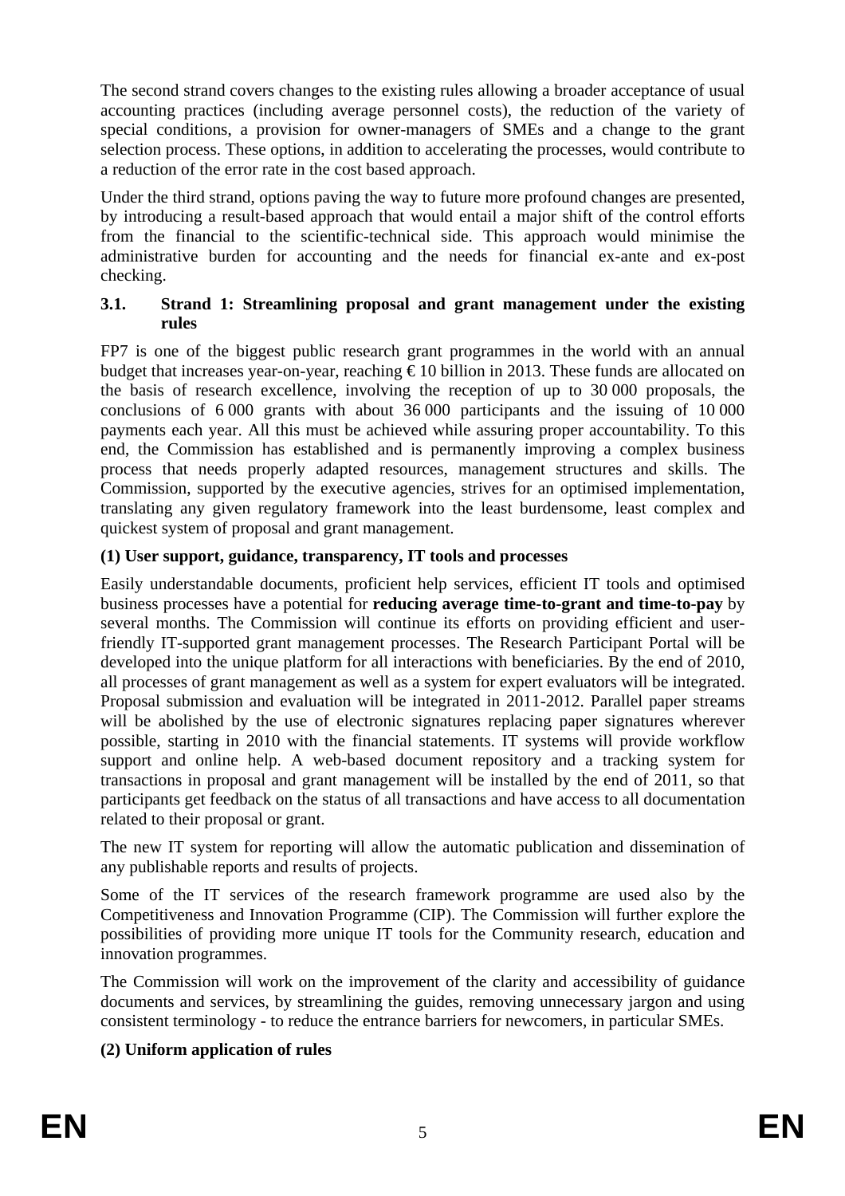The second strand covers changes to the existing rules allowing a broader acceptance of usual accounting practices (including average personnel costs), the reduction of the variety of special conditions, a provision for owner-managers of SMEs and a change to the grant selection process. These options, in addition to accelerating the processes, would contribute to a reduction of the error rate in the cost based approach.

Under the third strand, options paving the way to future more profound changes are presented, by introducing a result-based approach that would entail a major shift of the control efforts from the financial to the scientific-technical side. This approach would minimise the administrative burden for accounting and the needs for financial ex-ante and ex-post checking.

### 3.1. Strand 1: Streamlining proposal and grant management under the existing rules

FP7 is one of the biggest public research grant programmes in the world with an annual budget that increases year-on-year, reaching € 10 billion in 2013. These funds are allocated on the basis of research excellence, involving the reception of up to 30 000 proposals, the conclusions of 6 000 grants with about 36 000 participants and the issuing of 10 000 payments each year. All this must be achieved while assuring proper accountability. To this end, the Commission has established and is permanently improving a complex business process that needs properly adapted resources, management structures and skills. The Commission, supported by the executive agencies, strives for an optimised implementation, translating any given regulatory framework into the least burdensome, least complex and quickest system of proposal and grant management.

**(1) User support, guidance, transparency, IT tools and processes**

Easily understandable documents, proficient help services, efficient IT tools and optimised business processes have a potential for **reducing average time-to-grant and time-to-pay** by several months. The Commission will continue its efforts on providing efficient and user-friendly IT-supported grant management processes. The Research Participant Portal will be developed into the unique platform for all interactions with beneficiaries. By the end of 2010, all processes of grant management as well as a system for expert evaluators will be integrated. Proposal submission and evaluation will be integrated in 2011-2012. Parallel paper streams will be abolished by the use of electronic signatures replacing paper signatures wherever possible, starting in 2010 with the financial statements. IT systems will provide workflow support and online help. A web-based document repository and a tracking system for transactions in proposal and grant management will be installed by the end of 2011, so that participants get feedback on the status of all transactions and have access to all documentation related to their proposal or grant.

The new IT system for reporting will allow the automatic publication and dissemination of any publishable reports and results of projects.

Some of the IT services of the research framework programme are used also by the Competitiveness and Innovation Programme (CIP). The Commission will further explore the possibilities of providing more unique IT tools for the Community research, education and innovation programmes.

The Commission will work on the improvement of the clarity and accessibility of guidance documents and services, by streamlining the guides, removing unnecessary jargon and using consistent terminology - to reduce the entrance barriers for newcomers, in particular SMEs.

**(2) Uniform application of rules**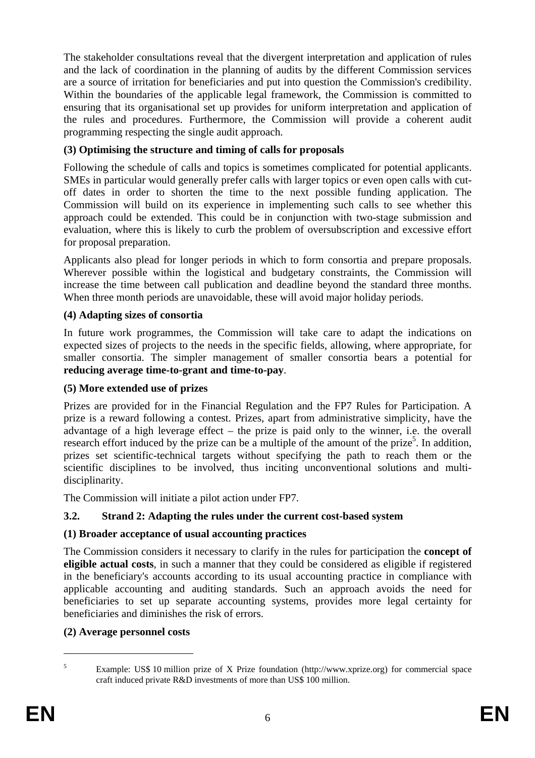The stakeholder consultations reveal that the divergent interpretation and application of rules and the lack of coordination in the planning of audits by the different Commission services are a source of irritation for beneficiaries and put into question the Commission's credibility. Within the boundaries of the applicable legal framework, the Commission is committed to ensuring that its organisational set up provides for uniform interpretation and application of the rules and procedures. Furthermore, the Commission will provide a coherent audit programming respecting the single audit approach.

**(3) Optimising the structure and timing of calls for proposals**

Following the schedule of calls and topics is sometimes complicated for potential applicants. SMEs in particular would generally prefer calls with larger topics or even open calls with cut-off dates in order to shorten the time to the next possible funding application. The Commission will build on its experience in implementing such calls to see whether this approach could be extended. This could be in conjunction with two-stage submission and evaluation, where this is likely to curb the problem of oversubscription and excessive effort for proposal preparation.

Applicants also plead for longer periods in which to form consortia and prepare proposals. Wherever possible within the logistical and budgetary constraints, the Commission will increase the time between call publication and deadline beyond the standard three months. When three month periods are unavoidable, these will avoid major holiday periods.

**(4) Adapting sizes of consortia**

In future work programmes, the Commission will take care to adapt the indications on expected sizes of projects to the needs in the specific fields, allowing, where appropriate, for smaller consortia. The simpler management of smaller consortia bears a potential for **reducing average time-to-grant and time-to-pay**.

**(5) More extended use of prizes**

Prizes are provided for in the Financial Regulation and the FP7 Rules for Participation. A prize is a reward following a contest. Prizes, apart from administrative simplicity, have the advantage of a high leverage effect – the prize is paid only to the winner, i.e. the overall research effort induced by the prize can be a multiple of the amount of the prize[5]. In addition, prizes set scientific-technical targets without specifying the path to reach them or the scientific disciplines to be involved, thus inciting unconventional solutions and multi-disciplinarity.

The Commission will initiate a pilot action under FP7.

### 3.2. Strand 2: Adapting the rules under the current cost-based system

**(1) Broader acceptance of usual accounting practices**

The Commission considers it necessary to clarify in the rules for participation the **concept of eligible actual costs**, in such a manner that they could be considered as eligible if registered in the beneficiary's accounts according to its usual accounting practice in compliance with applicable accounting and auditing standards. Such an approach avoids the need for beneficiaries to set up separate accounting systems, provides more legal certainty for beneficiaries and diminishes the risk of errors.

**(2) Average personnel costs**

[5] Example: US$ 10 million prize of X Prize foundation (http://www.xprize.org) for commercial space craft induced private R&D investments of more than US$ 100 million.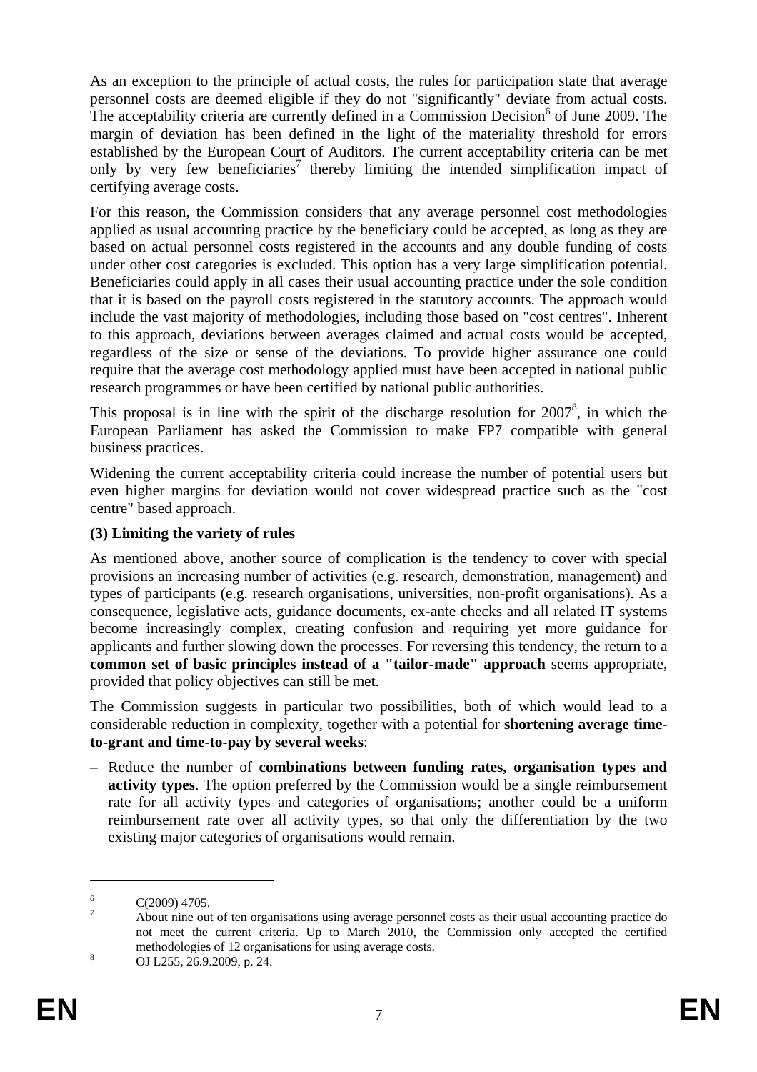As an exception to the principle of actual costs, the rules for participation state that average personnel costs are deemed eligible if they do not "significantly" deviate from actual costs. The acceptability criteria are currently defined in a Commission Decision[6] of June 2009. The margin of deviation has been defined in the light of the materiality threshold for errors established by the European Court of Auditors. The current acceptability criteria can be met only by very few beneficiaries[7] thereby limiting the intended simplification impact of certifying average costs.

For this reason, the Commission considers that any average personnel cost methodologies applied as usual accounting practice by the beneficiary could be accepted, as long as they are based on actual personnel costs registered in the accounts and any double funding of costs under other cost categories is excluded. This option has a very large simplification potential. Beneficiaries could apply in all cases their usual accounting practice under the sole condition that it is based on the payroll costs registered in the statutory accounts. The approach would include the vast majority of methodologies, including those based on "cost centres". Inherent to this approach, deviations between averages claimed and actual costs would be accepted, regardless of the size or sense of the deviations. To provide higher assurance one could require that the average cost methodology applied must have been accepted in national public research programmes or have been certified by national public authorities.

This proposal is in line with the spirit of the discharge resolution for 2007[8], in which the European Parliament has asked the Commission to make FP7 compatible with general business practices.

Widening the current acceptability criteria could increase the number of potential users but even higher margins for deviation would not cover widespread practice such as the "cost centre" based approach.

**(3) Limiting the variety of rules**

As mentioned above, another source of complication is the tendency to cover with special provisions an increasing number of activities (e.g. research, demonstration, management) and types of participants (e.g. research organisations, universities, non-profit organisations). As a consequence, legislative acts, guidance documents, ex-ante checks and all related IT systems become increasingly complex, creating confusion and requiring yet more guidance for applicants and further slowing down the processes. For reversing this tendency, the return to a **common set of basic principles instead of a "tailor-made" approach** seems appropriate, provided that policy objectives can still be met.

The Commission suggests in particular two possibilities, both of which would lead to a considerable reduction in complexity, together with a potential for **shortening average time-to-grant and time-to-pay by several weeks**:

– Reduce the number of **combinations between funding rates, organisation types and activity types**. The option preferred by the Commission would be a single reimbursement rate for all activity types and categories of organisations; another could be a uniform reimbursement rate over all activity types, so that only the differentiation by the two existing major categories of organisations would remain.

---

[6] C(2009) 4705.

[7] About nine out of ten organisations using average personnel costs as their usual accounting practice do not meet the current criteria. Up to March 2010, the Commission only accepted the certified methodologies of 12 organisations for using average costs.

[8] OJ L255, 26.9.2009, p. 24.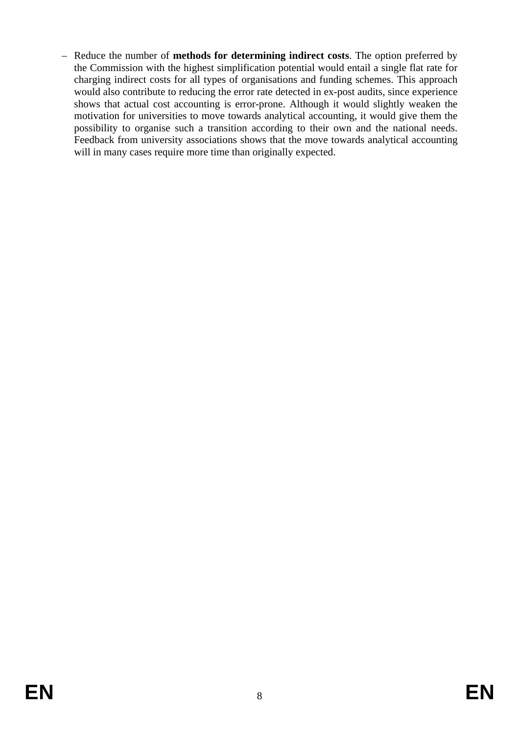- Reduce the number of **methods for determining indirect costs**. The option preferred by the Commission with the highest simplification potential would entail a single flat rate for charging indirect costs for all types of organisations and funding schemes. This approach would also contribute to reducing the error rate detected in ex-post audits, since experience shows that actual cost accounting is error-prone. Although it would slightly weaken the motivation for universities to move towards analytical accounting, it would give them the possibility to organise such a transition according to their own and the national needs. Feedback from university associations shows that the move towards analytical accounting will in many cases require more time than originally expected.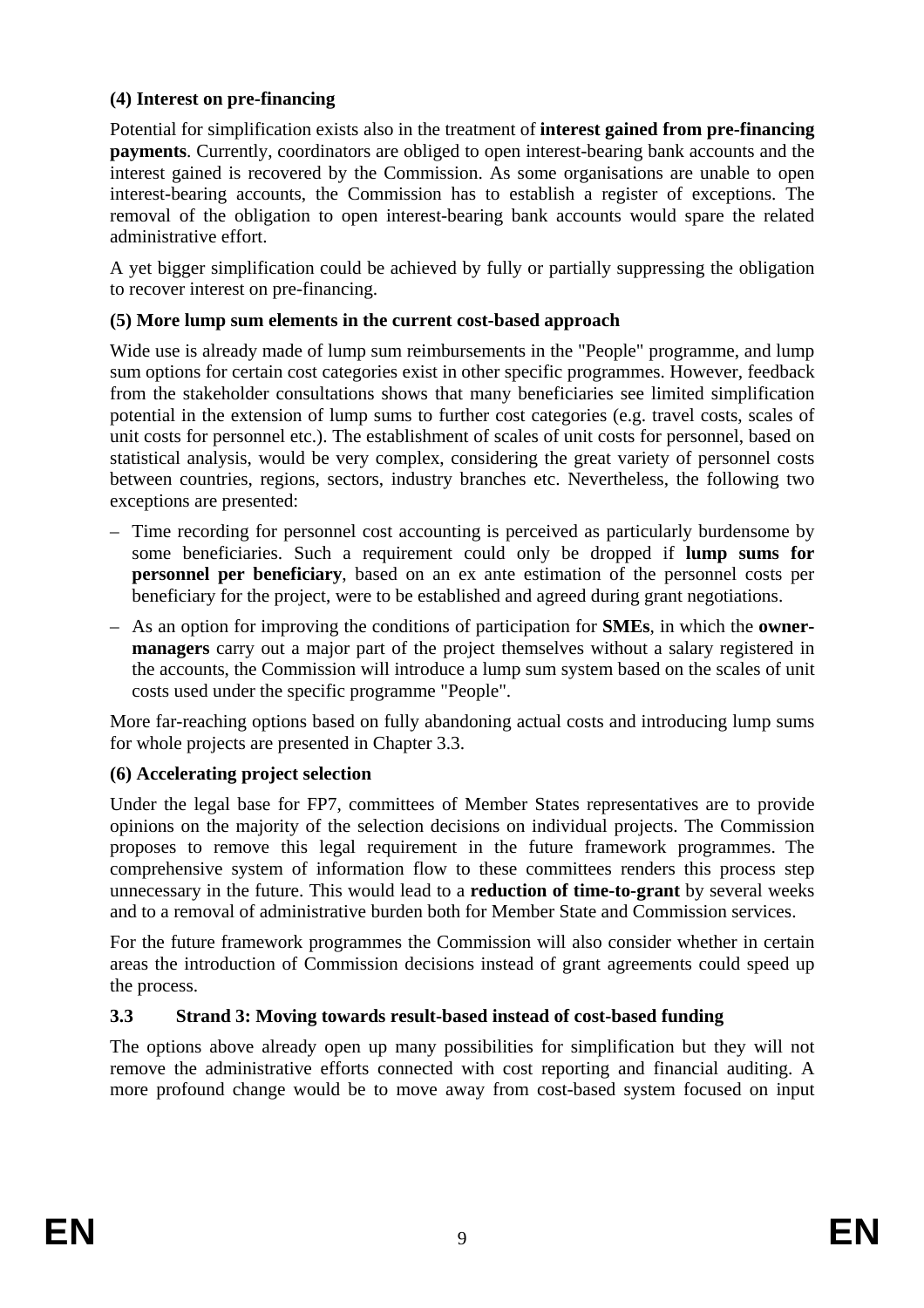**(4) Interest on pre-financing**

Potential for simplification exists also in the treatment of **interest gained from pre-financing payments**. Currently, coordinators are obliged to open interest-bearing bank accounts and the interest gained is recovered by the Commission. As some organisations are unable to open interest-bearing accounts, the Commission has to establish a register of exceptions. The removal of the obligation to open interest-bearing bank accounts would spare the related administrative effort.

A yet bigger simplification could be achieved by fully or partially suppressing the obligation to recover interest on pre-financing.

**(5) More lump sum elements in the current cost-based approach**

Wide use is already made of lump sum reimbursements in the "People" programme, and lump sum options for certain cost categories exist in other specific programmes. However, feedback from the stakeholder consultations shows that many beneficiaries see limited simplification potential in the extension of lump sums to further cost categories (e.g. travel costs, scales of unit costs for personnel etc.). The establishment of scales of unit costs for personnel, based on statistical analysis, would be very complex, considering the great variety of personnel costs between countries, regions, sectors, industry branches etc. Nevertheless, the following two exceptions are presented:

– Time recording for personnel cost accounting is perceived as particularly burdensome by some beneficiaries. Such a requirement could only be dropped if **lump sums for personnel per beneficiary**, based on an ex ante estimation of the personnel costs per beneficiary for the project, were to be established and agreed during grant negotiations.

– As an option for improving the conditions of participation for **SMEs**, in which the **owner-managers** carry out a major part of the project themselves without a salary registered in the accounts, the Commission will introduce a lump sum system based on the scales of unit costs used under the specific programme "People".

More far-reaching options based on fully abandoning actual costs and introducing lump sums for whole projects are presented in Chapter 3.3.

**(6) Accelerating project selection**

Under the legal base for FP7, committees of Member States representatives are to provide opinions on the majority of the selection decisions on individual projects. The Commission proposes to remove this legal requirement in the future framework programmes. The comprehensive system of information flow to these committees renders this process step unnecessary in the future. This would lead to a **reduction of time-to-grant** by several weeks and to a removal of administrative burden both for Member State and Commission services.

For the future framework programmes the Commission will also consider whether in certain areas the introduction of Commission decisions instead of grant agreements could speed up the process.

### 3.3 Strand 3: Moving towards result-based instead of cost-based funding

The options above already open up many possibilities for simplification but they will not remove the administrative efforts connected with cost reporting and financial auditing. A more profound change would be to move away from cost-based system focused on input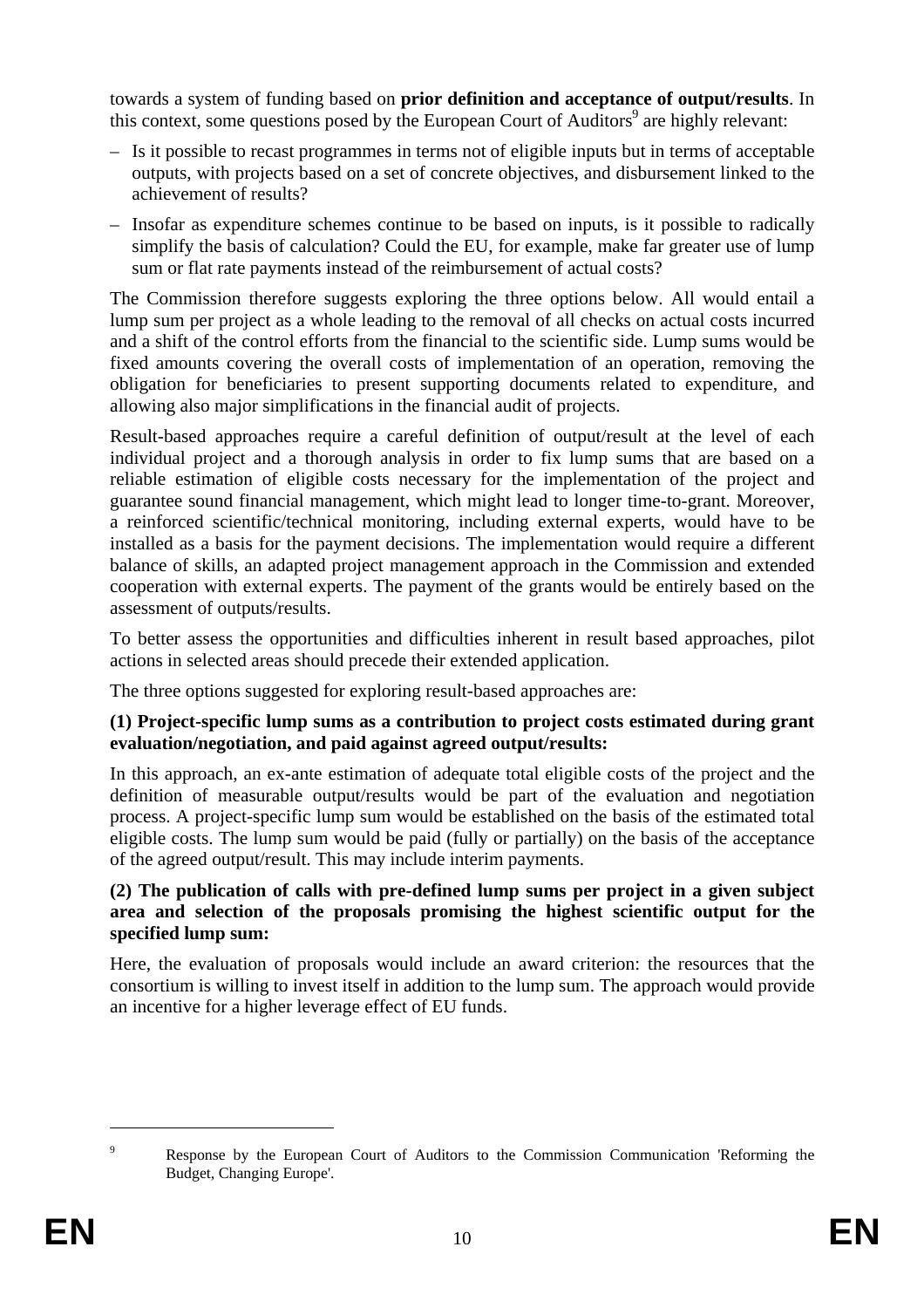towards a system of funding based on **prior definition and acceptance of output/results**. In this context, some questions posed by the European Court of Auditors[9] are highly relevant:

– Is it possible to recast programmes in terms not of eligible inputs but in terms of acceptable outputs, with projects based on a set of concrete objectives, and disbursement linked to the achievement of results?

– Insofar as expenditure schemes continue to be based on inputs, is it possible to radically simplify the basis of calculation? Could the EU, for example, make far greater use of lump sum or flat rate payments instead of the reimbursement of actual costs?

The Commission therefore suggests exploring the three options below. All would entail a lump sum per project as a whole leading to the removal of all checks on actual costs incurred and a shift of the control efforts from the financial to the scientific side. Lump sums would be fixed amounts covering the overall costs of implementation of an operation, removing the obligation for beneficiaries to present supporting documents related to expenditure, and allowing also major simplifications in the financial audit of projects.

Result-based approaches require a careful definition of output/result at the level of each individual project and a thorough analysis in order to fix lump sums that are based on a reliable estimation of eligible costs necessary for the implementation of the project and guarantee sound financial management, which might lead to longer time-to-grant. Moreover, a reinforced scientific/technical monitoring, including external experts, would have to be installed as a basis for the payment decisions. The implementation would require a different balance of skills, an adapted project management approach in the Commission and extended cooperation with external experts. The payment of the grants would be entirely based on the assessment of outputs/results.

To better assess the opportunities and difficulties inherent in result based approaches, pilot actions in selected areas should precede their extended application.

The three options suggested for exploring result-based approaches are:

**(1) Project-specific lump sums as a contribution to project costs estimated during grant evaluation/negotiation, and paid against agreed output/results:**

In this approach, an ex-ante estimation of adequate total eligible costs of the project and the definition of measurable output/results would be part of the evaluation and negotiation process. A project-specific lump sum would be established on the basis of the estimated total eligible costs. The lump sum would be paid (fully or partially) on the basis of the acceptance of the agreed output/result. This may include interim payments.

**(2) The publication of calls with pre-defined lump sums per project in a given subject area and selection of the proposals promising the highest scientific output for the specified lump sum:**

Here, the evaluation of proposals would include an award criterion: the resources that the consortium is willing to invest itself in addition to the lump sum. The approach would provide an incentive for a higher leverage effect of EU funds.

---

[9] Response by the European Court of Auditors to the Commission Communication 'Reforming the Budget, Changing Europe'.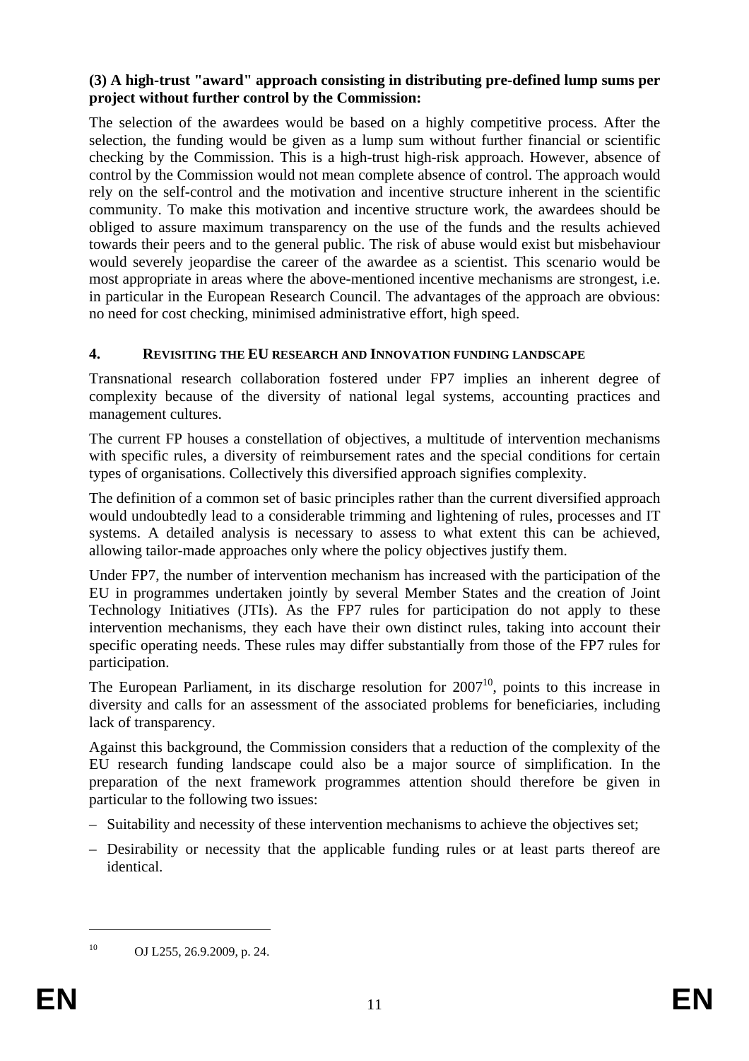**(3) A high-trust "award" approach consisting in distributing pre-defined lump sums per project without further control by the Commission:**

The selection of the awardees would be based on a highly competitive process. After the selection, the funding would be given as a lump sum without further financial or scientific checking by the Commission. This is a high-trust high-risk approach. However, absence of control by the Commission would not mean complete absence of control. The approach would rely on the self-control and the motivation and incentive structure inherent in the scientific community. To make this motivation and incentive structure work, the awardees should be obliged to assure maximum transparency on the use of the funds and the results achieved towards their peers and to the general public. The risk of abuse would exist but misbehaviour would severely jeopardise the career of the awardee as a scientist. This scenario would be most appropriate in areas where the above-mentioned incentive mechanisms are strongest, i.e. in particular in the European Research Council. The advantages of the approach are obvious: no need for cost checking, minimised administrative effort, high speed.

## 4. REVISITING THE EU RESEARCH AND INNOVATION FUNDING LANDSCAPE

Transnational research collaboration fostered under FP7 implies an inherent degree of complexity because of the diversity of national legal systems, accounting practices and management cultures.

The current FP houses a constellation of objectives, a multitude of intervention mechanisms with specific rules, a diversity of reimbursement rates and the special conditions for certain types of organisations. Collectively this diversified approach signifies complexity.

The definition of a common set of basic principles rather than the current diversified approach would undoubtedly lead to a considerable trimming and lightening of rules, processes and IT systems. A detailed analysis is necessary to assess to what extent this can be achieved, allowing tailor-made approaches only where the policy objectives justify them.

Under FP7, the number of intervention mechanism has increased with the participation of the EU in programmes undertaken jointly by several Member States and the creation of Joint Technology Initiatives (JTIs). As the FP7 rules for participation do not apply to these intervention mechanisms, they each have their own distinct rules, taking into account their specific operating needs. These rules may differ substantially from those of the FP7 rules for participation.

The European Parliament, in its discharge resolution for 2007[10], points to this increase in diversity and calls for an assessment of the associated problems for beneficiaries, including lack of transparency.

Against this background, the Commission considers that a reduction of the complexity of the EU research funding landscape could also be a major source of simplification. In the preparation of the next framework programmes attention should therefore be given in particular to the following two issues:

- Suitability and necessity of these intervention mechanisms to achieve the objectives set;
- Desirability or necessity that the applicable funding rules or at least parts thereof are identical.

[10] OJ L255, 26.9.2009, p. 24.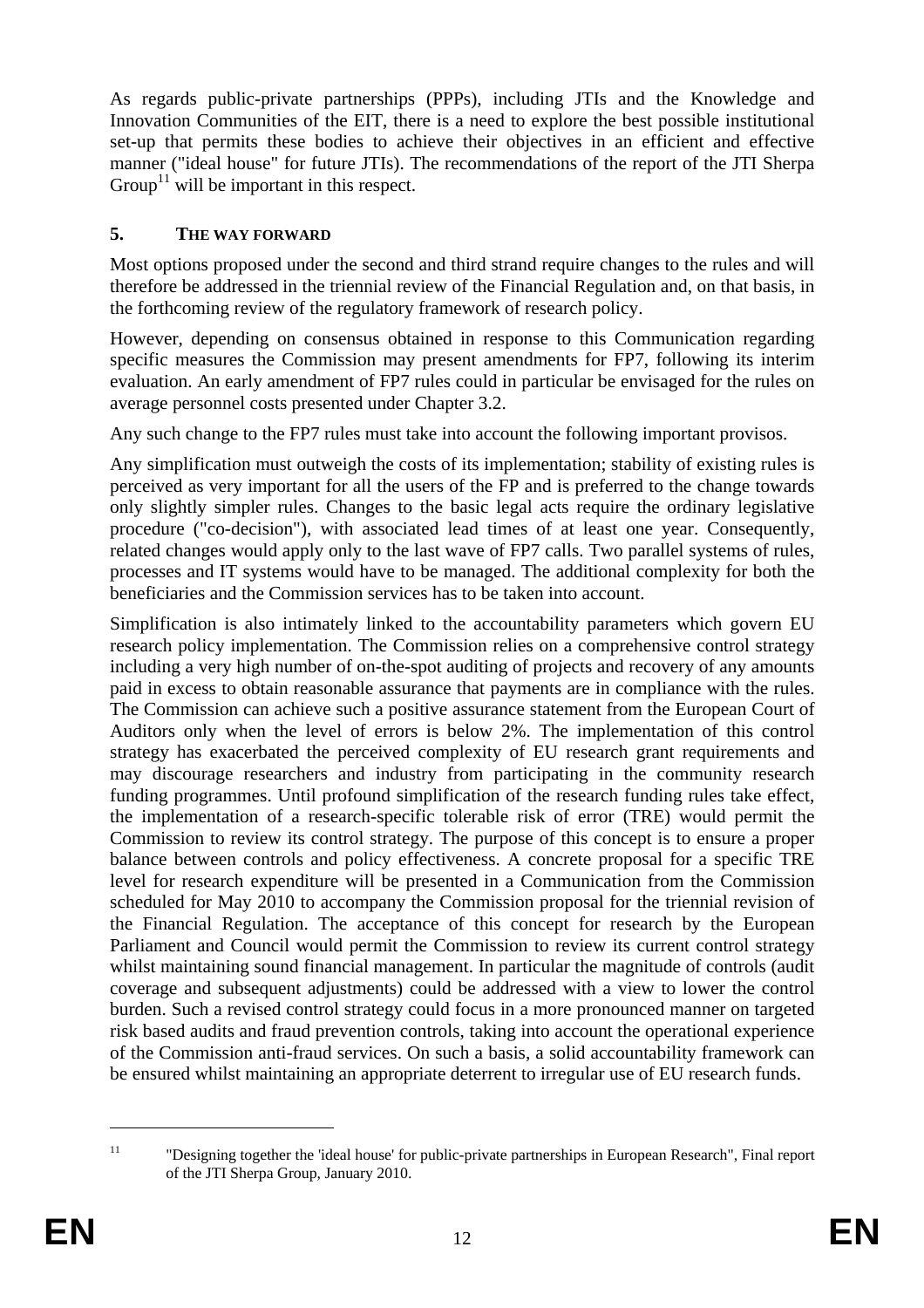As regards public-private partnerships (PPPs), including JTIs and the Knowledge and Innovation Communities of the EIT, there is a need to explore the best possible institutional set-up that permits these bodies to achieve their objectives in an efficient and effective manner ("ideal house" for future JTIs). The recommendations of the report of the JTI Sherpa Group[11] will be important in this respect.

## 5. THE WAY FORWARD

Most options proposed under the second and third strand require changes to the rules and will therefore be addressed in the triennial review of the Financial Regulation and, on that basis, in the forthcoming review of the regulatory framework of research policy.

However, depending on consensus obtained in response to this Communication regarding specific measures the Commission may present amendments for FP7, following its interim evaluation. An early amendment of FP7 rules could in particular be envisaged for the rules on average personnel costs presented under Chapter 3.2.

Any such change to the FP7 rules must take into account the following important provisos.

Any simplification must outweigh the costs of its implementation; stability of existing rules is perceived as very important for all the users of the FP and is preferred to the change towards only slightly simpler rules. Changes to the basic legal acts require the ordinary legislative procedure ("co-decision"), with associated lead times of at least one year. Consequently, related changes would apply only to the last wave of FP7 calls. Two parallel systems of rules, processes and IT systems would have to be managed. The additional complexity for both the beneficiaries and the Commission services has to be taken into account.

Simplification is also intimately linked to the accountability parameters which govern EU research policy implementation. The Commission relies on a comprehensive control strategy including a very high number of on-the-spot auditing of projects and recovery of any amounts paid in excess to obtain reasonable assurance that payments are in compliance with the rules. The Commission can achieve such a positive assurance statement from the European Court of Auditors only when the level of errors is below 2%. The implementation of this control strategy has exacerbated the perceived complexity of EU research grant requirements and may discourage researchers and industry from participating in the community research funding programmes. Until profound simplification of the research funding rules take effect, the implementation of a research-specific tolerable risk of error (TRE) would permit the Commission to review its control strategy. The purpose of this concept is to ensure a proper balance between controls and policy effectiveness. A concrete proposal for a specific TRE level for research expenditure will be presented in a Communication from the Commission scheduled for May 2010 to accompany the Commission proposal for the triennial revision of the Financial Regulation. The acceptance of this concept for research by the European Parliament and Council would permit the Commission to review its current control strategy whilst maintaining sound financial management. In particular the magnitude of controls (audit coverage and subsequent adjustments) could be addressed with a view to lower the control burden. Such a revised control strategy could focus in a more pronounced manner on targeted risk based audits and fraud prevention controls, taking into account the operational experience of the Commission anti-fraud services. On such a basis, a solid accountability framework can be ensured whilst maintaining an appropriate deterrent to irregular use of EU research funds.

[11] "Designing together the 'ideal house' for public-private partnerships in European Research", Final report of the JTI Sherpa Group, January 2010.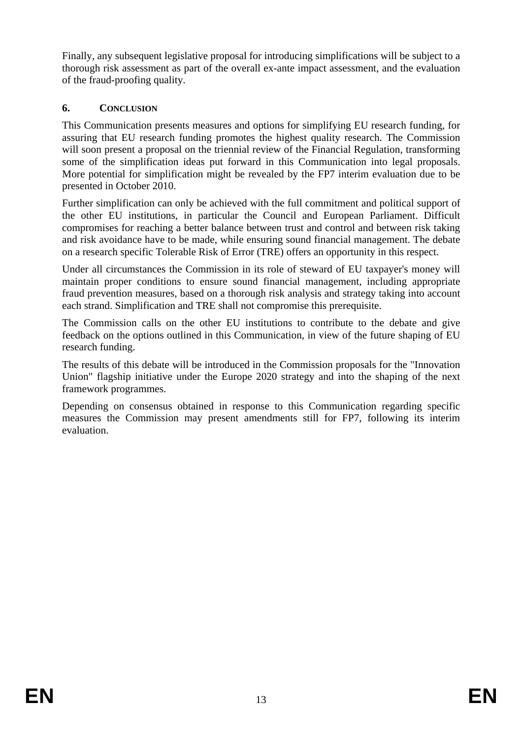Finally, any subsequent legislative proposal for introducing simplifications will be subject to a thorough risk assessment as part of the overall ex-ante impact assessment, and the evaluation of the fraud-proofing quality.

## 6. CONCLUSION

This Communication presents measures and options for simplifying EU research funding, for assuring that EU research funding promotes the highest quality research. The Commission will soon present a proposal on the triennial review of the Financial Regulation, transforming some of the simplification ideas put forward in this Communication into legal proposals. More potential for simplification might be revealed by the FP7 interim evaluation due to be presented in October 2010.

Further simplification can only be achieved with the full commitment and political support of the other EU institutions, in particular the Council and European Parliament. Difficult compromises for reaching a better balance between trust and control and between risk taking and risk avoidance have to be made, while ensuring sound financial management. The debate on a research specific Tolerable Risk of Error (TRE) offers an opportunity in this respect.

Under all circumstances the Commission in its role of steward of EU taxpayer's money will maintain proper conditions to ensure sound financial management, including appropriate fraud prevention measures, based on a thorough risk analysis and strategy taking into account each strand. Simplification and TRE shall not compromise this prerequisite.

The Commission calls on the other EU institutions to contribute to the debate and give feedback on the options outlined in this Communication, in view of the future shaping of EU research funding.

The results of this debate will be introduced in the Commission proposals for the "Innovation Union" flagship initiative under the Europe 2020 strategy and into the shaping of the next framework programmes.

Depending on consensus obtained in response to this Communication regarding specific measures the Commission may present amendments still for FP7, following its interim evaluation.